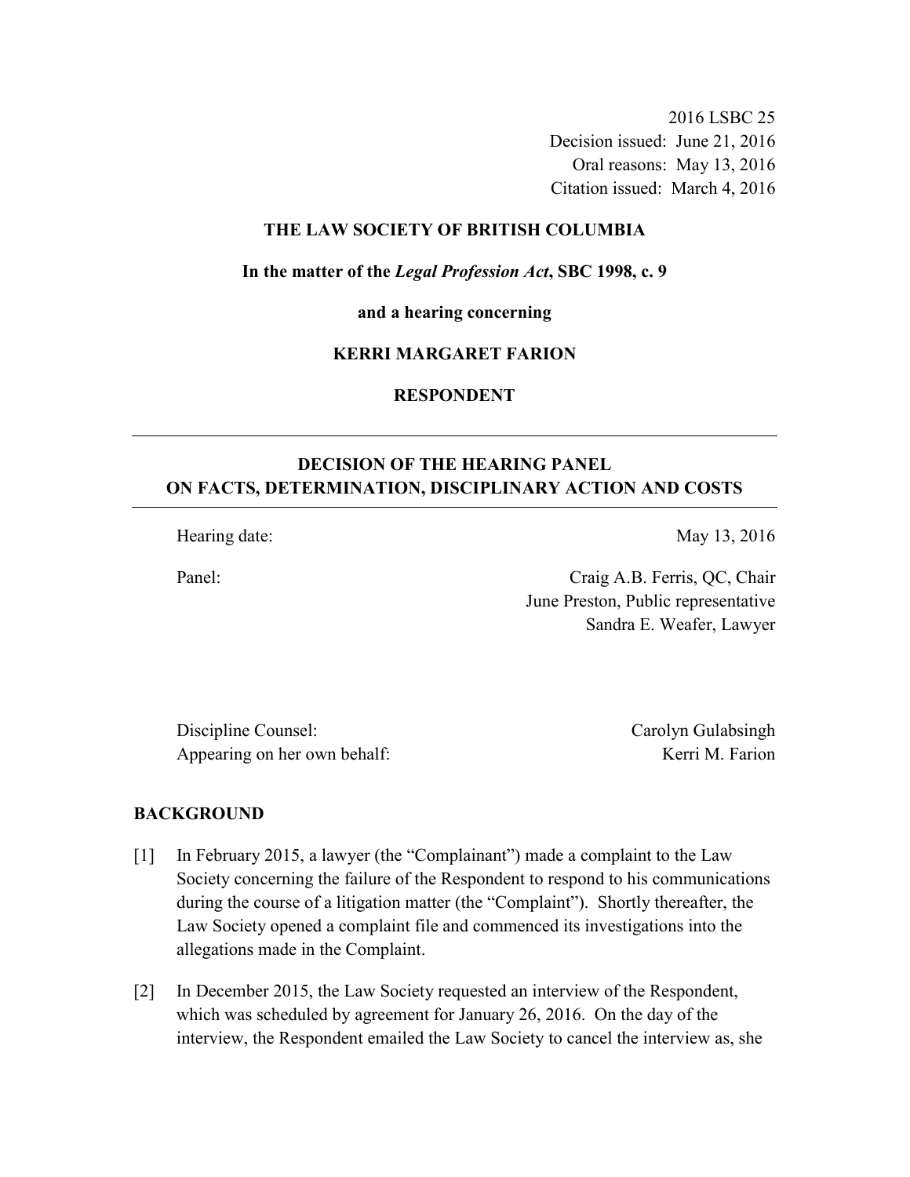2016 LSBC 25
Decision issued: June 21, 2016
Oral reasons: May 13, 2016
Citation issued: March 4, 2016

**THE LAW SOCIETY OF BRITISH COLUMBIA**

**In the matter of the *Legal Profession Act*, SBC 1998, c. 9**

**and a hearing concerning**

**KERRI MARGARET FARION**

**RESPONDENT**

---

## DECISION OF THE HEARING PANEL ON FACTS, DETERMINATION, DISCIPLINARY ACTION AND COSTS

---

| | |
|---|---|
| Hearing date: | May 13, 2016 |
| Panel: | Craig A.B. Ferris, QC, Chair<br>June Preston, Public representative<br>Sandra E. Weafer, Lawyer |

| | |
|---|---|
| Discipline Counsel: | Carolyn Gulabsingh |
| Appearing on her own behalf: | Kerri M. Farion |

## BACKGROUND

[1] In February 2015, a lawyer (the "Complainant") made a complaint to the Law Society concerning the failure of the Respondent to respond to his communications during the course of a litigation matter (the "Complaint"). Shortly thereafter, the Law Society opened a complaint file and commenced its investigations into the allegations made in the Complaint.

[2] In December 2015, the Law Society requested an interview of the Respondent, which was scheduled by agreement for January 26, 2016. On the day of the interview, the Respondent emailed the Law Society to cancel the interview as, she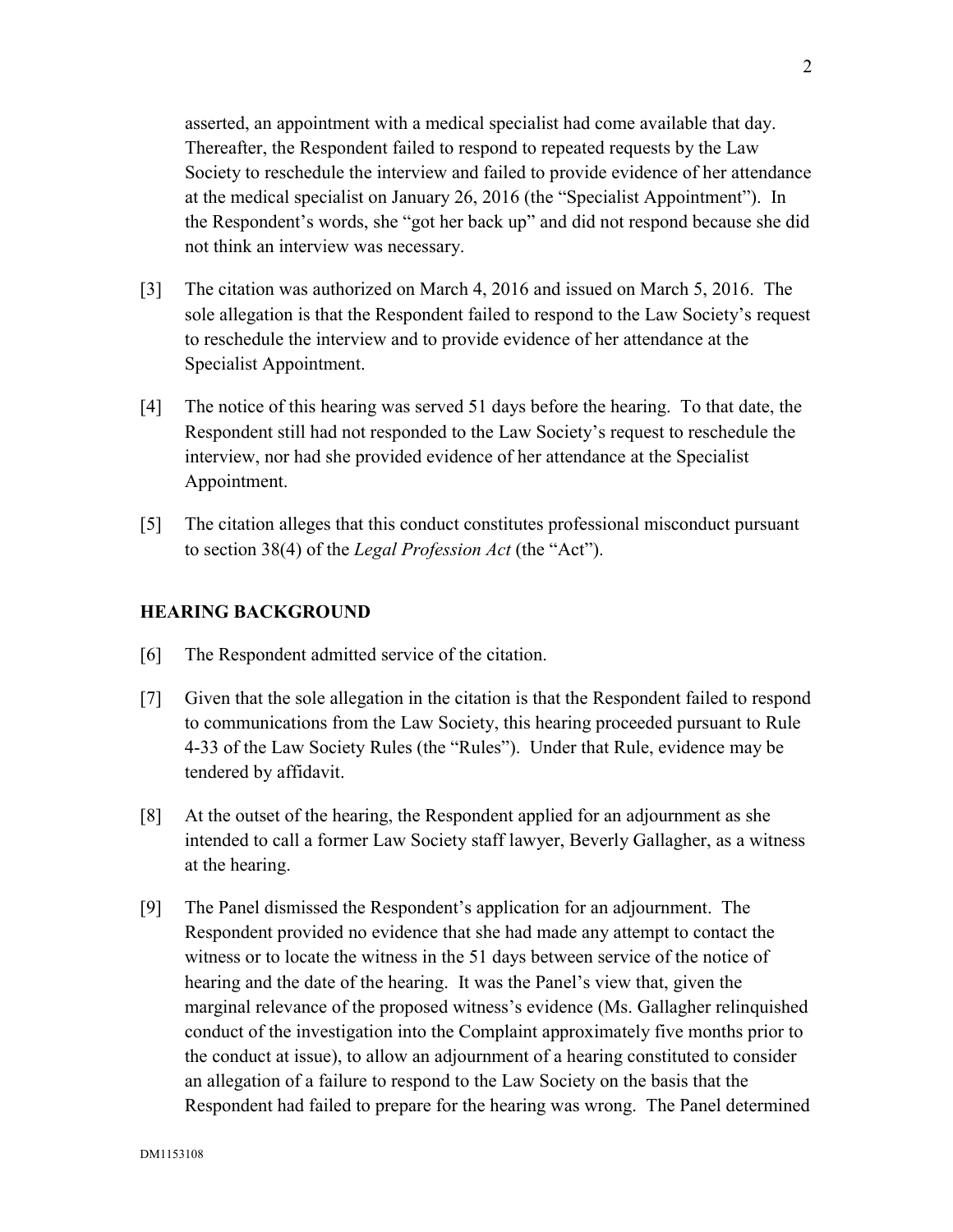asserted, an appointment with a medical specialist had come available that day. Thereafter, the Respondent failed to respond to repeated requests by the Law Society to reschedule the interview and failed to provide evidence of her attendance at the medical specialist on January 26, 2016 (the "Specialist Appointment"). In the Respondent's words, she "got her back up" and did not respond because she did not think an interview was necessary.

[3] The citation was authorized on March 4, 2016 and issued on March 5, 2016. The sole allegation is that the Respondent failed to respond to the Law Society's request to reschedule the interview and to provide evidence of her attendance at the Specialist Appointment.

[4] The notice of this hearing was served 51 days before the hearing. To that date, the Respondent still had not responded to the Law Society's request to reschedule the interview, nor had she provided evidence of her attendance at the Specialist Appointment.

[5] The citation alleges that this conduct constitutes professional misconduct pursuant to section 38(4) of the *Legal Profession Act* (the "Act").

## HEARING BACKGROUND

[6] The Respondent admitted service of the citation.

[7] Given that the sole allegation in the citation is that the Respondent failed to respond to communications from the Law Society, this hearing proceeded pursuant to Rule 4-33 of the Law Society Rules (the "Rules"). Under that Rule, evidence may be tendered by affidavit.

[8] At the outset of the hearing, the Respondent applied for an adjournment as she intended to call a former Law Society staff lawyer, Beverly Gallagher, as a witness at the hearing.

[9] The Panel dismissed the Respondent's application for an adjournment. The Respondent provided no evidence that she had made any attempt to contact the witness or to locate the witness in the 51 days between service of the notice of hearing and the date of the hearing. It was the Panel's view that, given the marginal relevance of the proposed witness's evidence (Ms. Gallagher relinquished conduct of the investigation into the Complaint approximately five months prior to the conduct at issue), to allow an adjournment of a hearing constituted to consider an allegation of a failure to respond to the Law Society on the basis that the Respondent had failed to prepare for the hearing was wrong. The Panel determined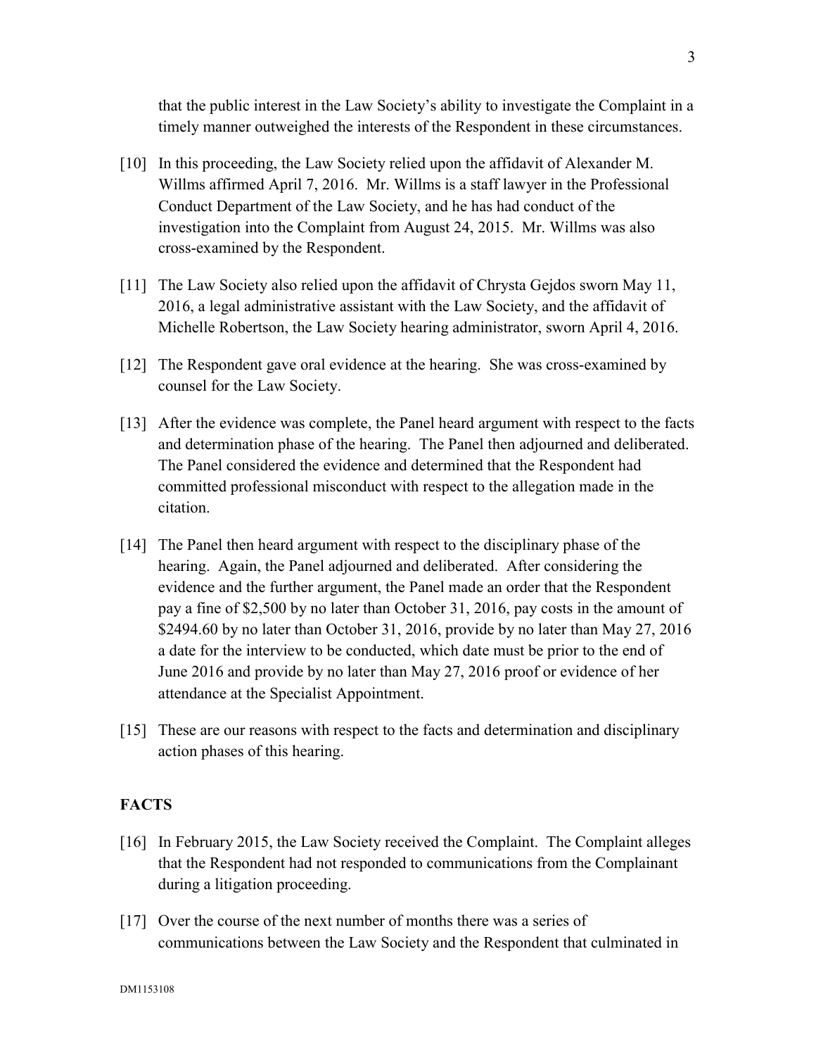that the public interest in the Law Society's ability to investigate the Complaint in a timely manner outweighed the interests of the Respondent in these circumstances.

[10] In this proceeding, the Law Society relied upon the affidavit of Alexander M. Willms affirmed April 7, 2016. Mr. Willms is a staff lawyer in the Professional Conduct Department of the Law Society, and he has had conduct of the investigation into the Complaint from August 24, 2015. Mr. Willms was also cross-examined by the Respondent.

[11] The Law Society also relied upon the affidavit of Chrysta Gejdos sworn May 11, 2016, a legal administrative assistant with the Law Society, and the affidavit of Michelle Robertson, the Law Society hearing administrator, sworn April 4, 2016.

[12] The Respondent gave oral evidence at the hearing. She was cross-examined by counsel for the Law Society.

[13] After the evidence was complete, the Panel heard argument with respect to the facts and determination phase of the hearing. The Panel then adjourned and deliberated. The Panel considered the evidence and determined that the Respondent had committed professional misconduct with respect to the allegation made in the citation.

[14] The Panel then heard argument with respect to the disciplinary phase of the hearing. Again, the Panel adjourned and deliberated. After considering the evidence and the further argument, the Panel made an order that the Respondent pay a fine of $2,500 by no later than October 31, 2016, pay costs in the amount of $2494.60 by no later than October 31, 2016, provide by no later than May 27, 2016 a date for the interview to be conducted, which date must be prior to the end of June 2016 and provide by no later than May 27, 2016 proof or evidence of her attendance at the Specialist Appointment.

[15] These are our reasons with respect to the facts and determination and disciplinary action phases of this hearing.

**FACTS**

[16] In February 2015, the Law Society received the Complaint. The Complaint alleges that the Respondent had not responded to communications from the Complainant during a litigation proceeding.

[17] Over the course of the next number of months there was a series of communications between the Law Society and the Respondent that culminated in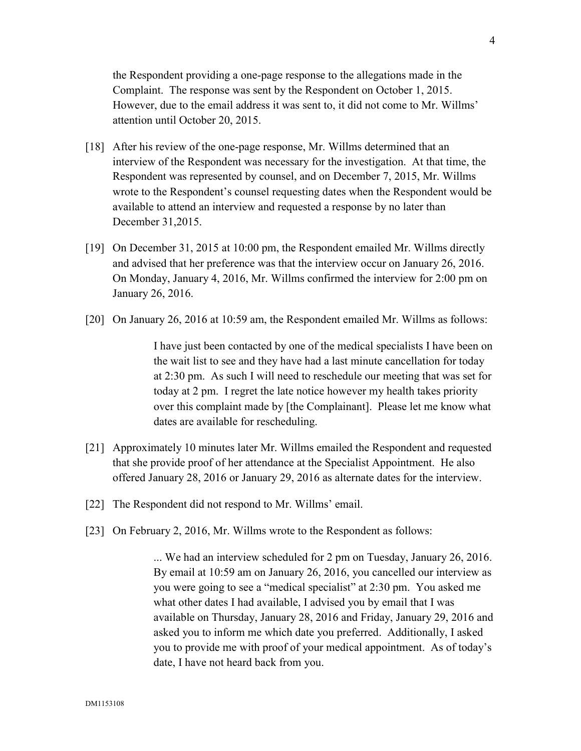the Respondent providing a one-page response to the allegations made in the Complaint. The response was sent by the Respondent on October 1, 2015. However, due to the email address it was sent to, it did not come to Mr. Willms' attention until October 20, 2015.

[18] After his review of the one-page response, Mr. Willms determined that an interview of the Respondent was necessary for the investigation. At that time, the Respondent was represented by counsel, and on December 7, 2015, Mr. Willms wrote to the Respondent's counsel requesting dates when the Respondent would be available to attend an interview and requested a response by no later than December 31,2015.

[19] On December 31, 2015 at 10:00 pm, the Respondent emailed Mr. Willms directly and advised that her preference was that the interview occur on January 26, 2016. On Monday, January 4, 2016, Mr. Willms confirmed the interview for 2:00 pm on January 26, 2016.

[20] On January 26, 2016 at 10:59 am, the Respondent emailed Mr. Willms as follows:

> I have just been contacted by one of the medical specialists I have been on the wait list to see and they have had a last minute cancellation for today at 2:30 pm. As such I will need to reschedule our meeting that was set for today at 2 pm. I regret the late notice however my health takes priority over this complaint made by [the Complainant]. Please let me know what dates are available for rescheduling.

[21] Approximately 10 minutes later Mr. Willms emailed the Respondent and requested that she provide proof of her attendance at the Specialist Appointment. He also offered January 28, 2016 or January 29, 2016 as alternate dates for the interview.

[22] The Respondent did not respond to Mr. Willms' email.

[23] On February 2, 2016, Mr. Willms wrote to the Respondent as follows:

> ... We had an interview scheduled for 2 pm on Tuesday, January 26, 2016. By email at 10:59 am on January 26, 2016, you cancelled our interview as you were going to see a "medical specialist" at 2:30 pm. You asked me what other dates I had available, I advised you by email that I was available on Thursday, January 28, 2016 and Friday, January 29, 2016 and asked you to inform me which date you preferred. Additionally, I asked you to provide me with proof of your medical appointment. As of today's date, I have not heard back from you.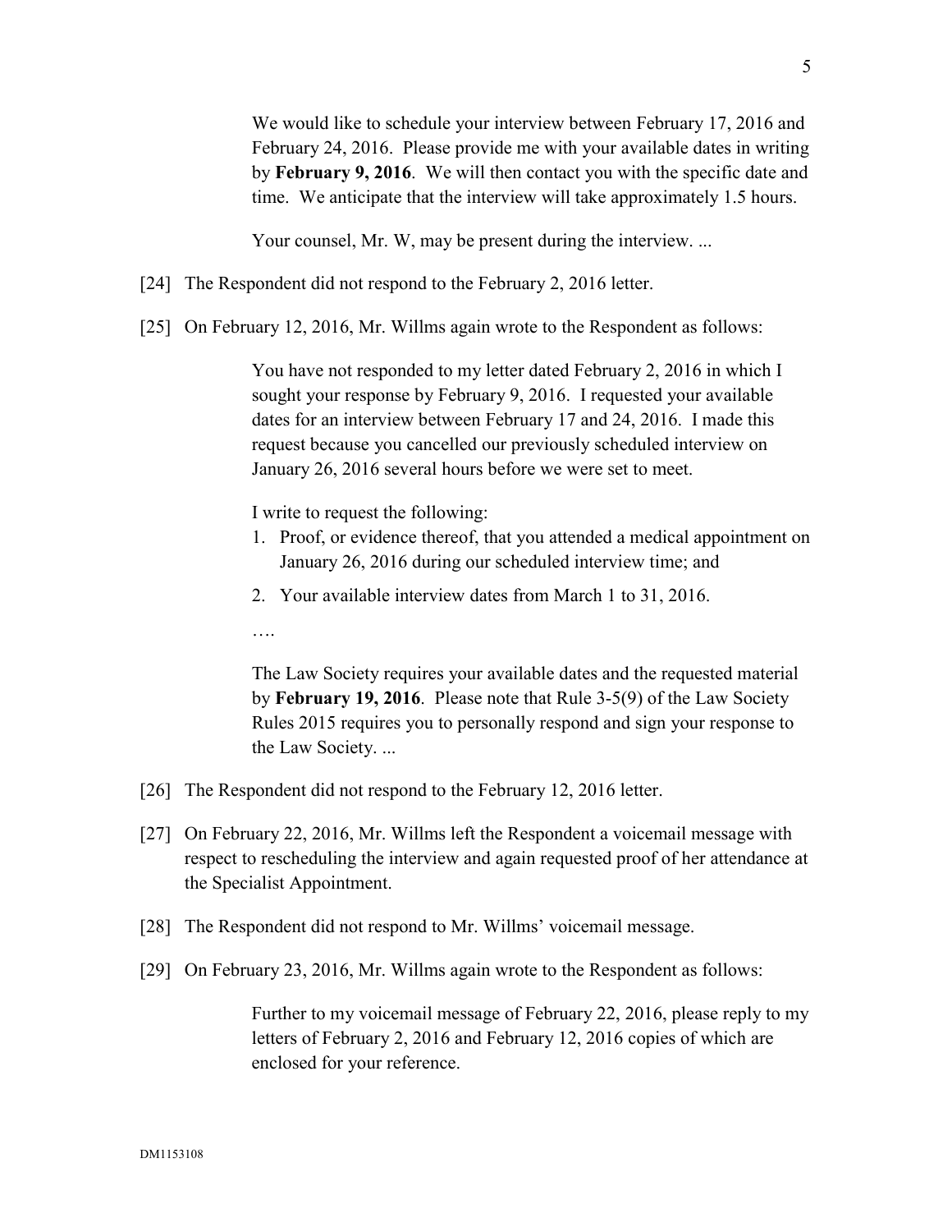> We would like to schedule your interview between February 17, 2016 and February 24, 2016. Please provide me with your available dates in writing by **February 9, 2016**. We will then contact you with the specific date and time. We anticipate that the interview will take approximately 1.5 hours.
>
> Your counsel, Mr. W, may be present during the interview. ...

[24] The Respondent did not respond to the February 2, 2016 letter.

[25] On February 12, 2016, Mr. Willms again wrote to the Respondent as follows:

> You have not responded to my letter dated February 2, 2016 in which I sought your response by February 9, 2016. I requested your available dates for an interview between February 17 and 24, 2016. I made this request because you cancelled our previously scheduled interview on January 26, 2016 several hours before we were set to meet.
>
> I write to request the following:
>
> 1. Proof, or evidence thereof, that you attended a medical appointment on January 26, 2016 during our scheduled interview time; and
> 2. Your available interview dates from March 1 to 31, 2016.
>
> ….
>
> The Law Society requires your available dates and the requested material by **February 19, 2016**. Please note that Rule 3-5(9) of the Law Society Rules 2015 requires you to personally respond and sign your response to the Law Society. ...

[26] The Respondent did not respond to the February 12, 2016 letter.

[27] On February 22, 2016, Mr. Willms left the Respondent a voicemail message with respect to rescheduling the interview and again requested proof of her attendance at the Specialist Appointment.

[28] The Respondent did not respond to Mr. Willms' voicemail message.

[29] On February 23, 2016, Mr. Willms again wrote to the Respondent as follows:

> Further to my voicemail message of February 22, 2016, please reply to my letters of February 2, 2016 and February 12, 2016 copies of which are enclosed for your reference.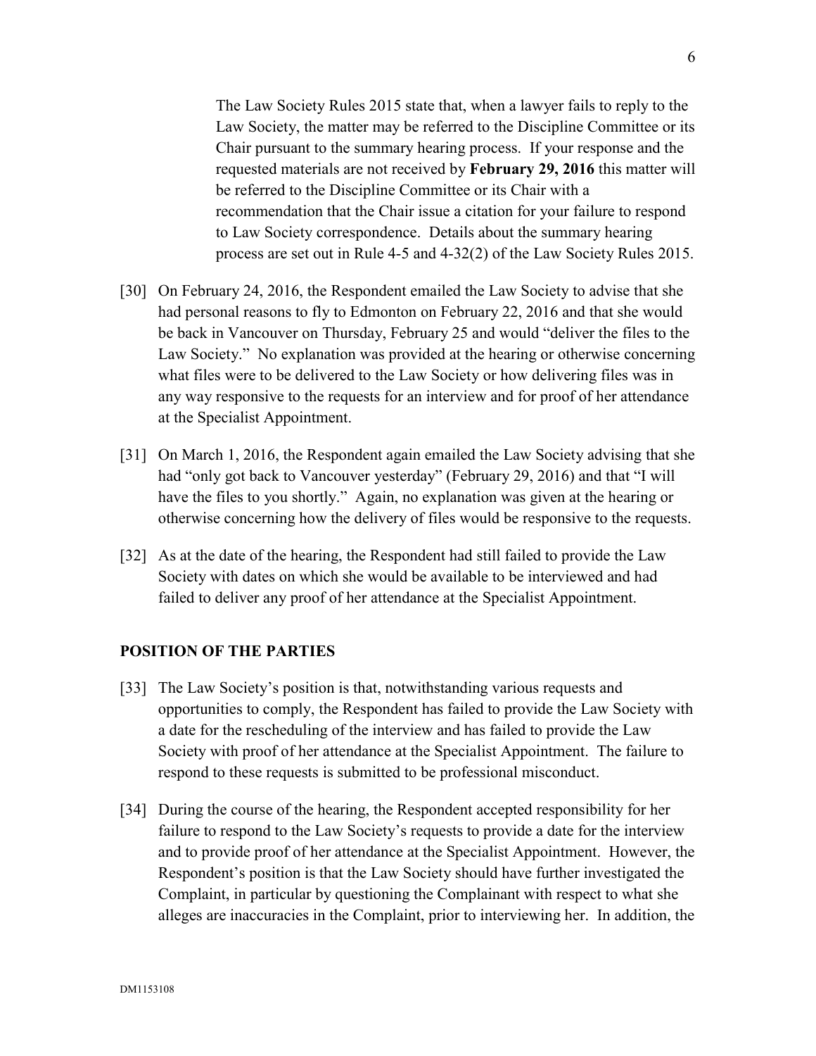> The Law Society Rules 2015 state that, when a lawyer fails to reply to the Law Society, the matter may be referred to the Discipline Committee or its Chair pursuant to the summary hearing process. If your response and the requested materials are not received by **February 29, 2016** this matter will be referred to the Discipline Committee or its Chair with a recommendation that the Chair issue a citation for your failure to respond to Law Society correspondence. Details about the summary hearing process are set out in Rule 4-5 and 4-32(2) of the Law Society Rules 2015.

[30] On February 24, 2016, the Respondent emailed the Law Society to advise that she had personal reasons to fly to Edmonton on February 22, 2016 and that she would be back in Vancouver on Thursday, February 25 and would "deliver the files to the Law Society." No explanation was provided at the hearing or otherwise concerning what files were to be delivered to the Law Society or how delivering files was in any way responsive to the requests for an interview and for proof of her attendance at the Specialist Appointment.

[31] On March 1, 2016, the Respondent again emailed the Law Society advising that she had "only got back to Vancouver yesterday" (February 29, 2016) and that "I will have the files to you shortly." Again, no explanation was given at the hearing or otherwise concerning how the delivery of files would be responsive to the requests.

[32] As at the date of the hearing, the Respondent had still failed to provide the Law Society with dates on which she would be available to be interviewed and had failed to deliver any proof of her attendance at the Specialist Appointment.

## POSITION OF THE PARTIES

[33] The Law Society's position is that, notwithstanding various requests and opportunities to comply, the Respondent has failed to provide the Law Society with a date for the rescheduling of the interview and has failed to provide the Law Society with proof of her attendance at the Specialist Appointment. The failure to respond to these requests is submitted to be professional misconduct.

[34] During the course of the hearing, the Respondent accepted responsibility for her failure to respond to the Law Society's requests to provide a date for the interview and to provide proof of her attendance at the Specialist Appointment. However, the Respondent's position is that the Law Society should have further investigated the Complaint, in particular by questioning the Complainant with respect to what she alleges are inaccuracies in the Complaint, prior to interviewing her. In addition, the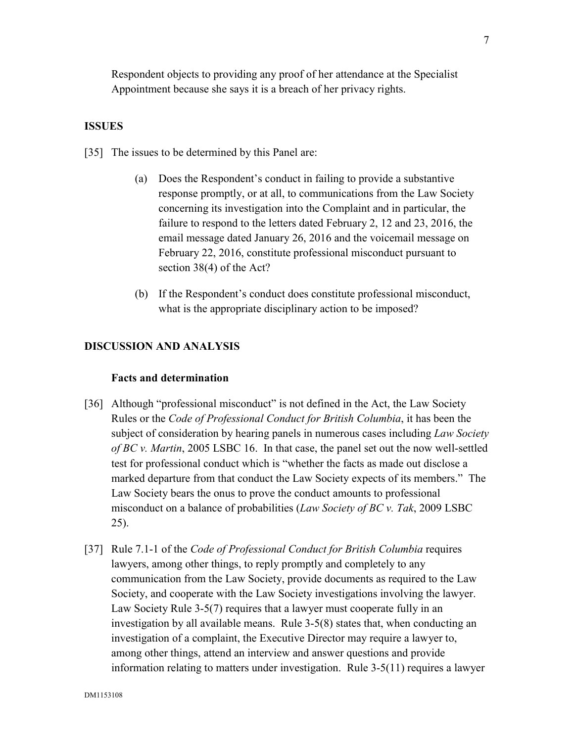Respondent objects to providing any proof of her attendance at the Specialist Appointment because she says it is a breach of her privacy rights.

## ISSUES

[35] The issues to be determined by this Panel are:

(a) Does the Respondent's conduct in failing to provide a substantive response promptly, or at all, to communications from the Law Society concerning its investigation into the Complaint and in particular, the failure to respond to the letters dated February 2, 12 and 23, 2016, the email message dated January 26, 2016 and the voicemail message on February 22, 2016, constitute professional misconduct pursuant to section 38(4) of the Act?

(b) If the Respondent's conduct does constitute professional misconduct, what is the appropriate disciplinary action to be imposed?

## DISCUSSION AND ANALYSIS

### Facts and determination

[36] Although "professional misconduct" is not defined in the Act, the Law Society Rules or the *Code of Professional Conduct for British Columbia*, it has been the subject of consideration by hearing panels in numerous cases including *Law Society of BC v. Martin*, 2005 LSBC 16. In that case, the panel set out the now well-settled test for professional conduct which is "whether the facts as made out disclose a marked departure from that conduct the Law Society expects of its members." The Law Society bears the onus to prove the conduct amounts to professional misconduct on a balance of probabilities (*Law Society of BC v. Tak*, 2009 LSBC 25).

[37] Rule 7.1-1 of the *Code of Professional Conduct for British Columbia* requires lawyers, among other things, to reply promptly and completely to any communication from the Law Society, provide documents as required to the Law Society, and cooperate with the Law Society investigations involving the lawyer. Law Society Rule 3-5(7) requires that a lawyer must cooperate fully in an investigation by all available means. Rule 3-5(8) states that, when conducting an investigation of a complaint, the Executive Director may require a lawyer to, among other things, attend an interview and answer questions and provide information relating to matters under investigation. Rule 3-5(11) requires a lawyer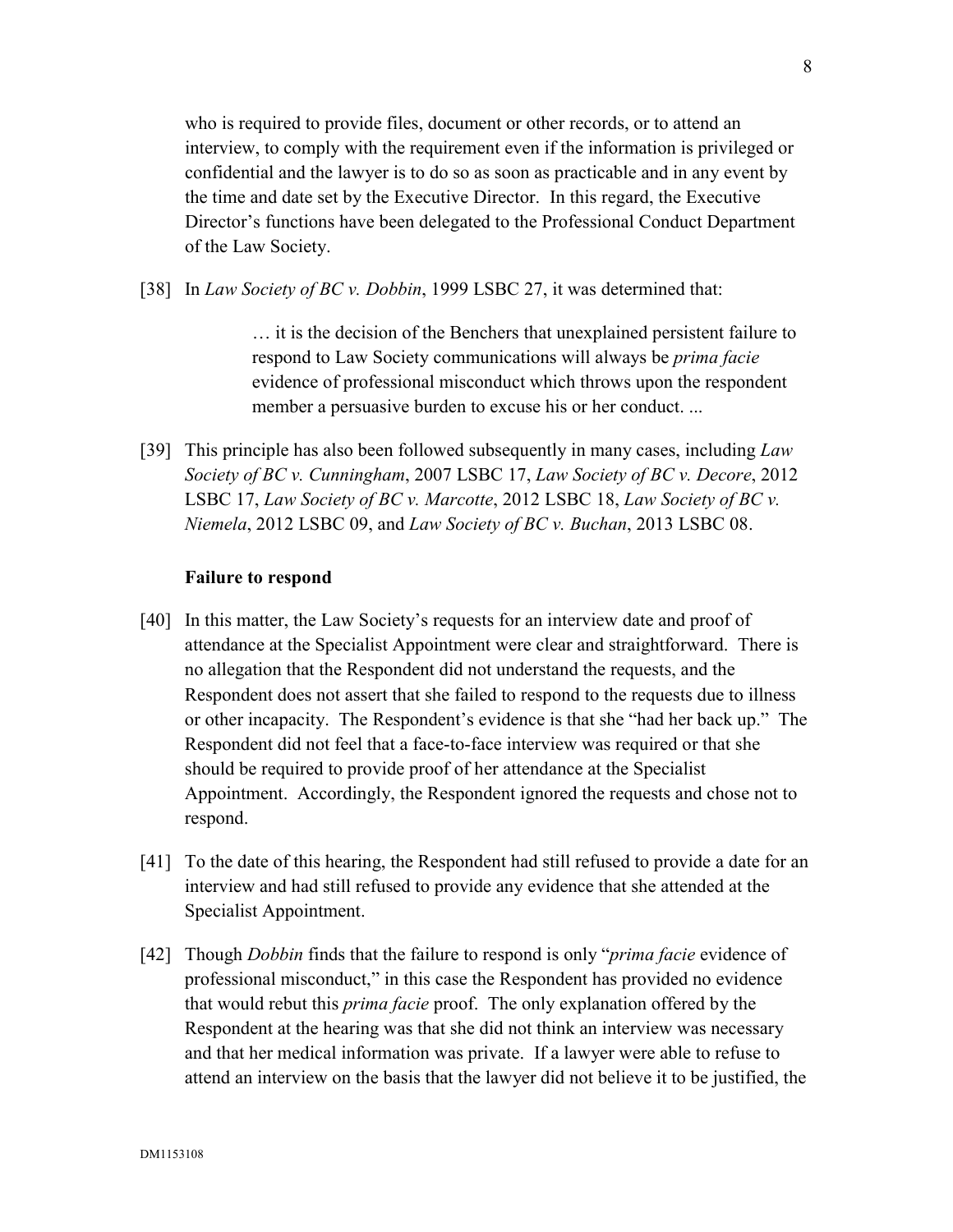who is required to provide files, document or other records, or to attend an interview, to comply with the requirement even if the information is privileged or confidential and the lawyer is to do so as soon as practicable and in any event by the time and date set by the Executive Director. In this regard, the Executive Director's functions have been delegated to the Professional Conduct Department of the Law Society.

[38] In *Law Society of BC v. Dobbin*, 1999 LSBC 27, it was determined that:

> … it is the decision of the Benchers that unexplained persistent failure to respond to Law Society communications will always be *prima facie* evidence of professional misconduct which throws upon the respondent member a persuasive burden to excuse his or her conduct. ...

[39] This principle has also been followed subsequently in many cases, including *Law Society of BC v. Cunningham*, 2007 LSBC 17, *Law Society of BC v. Decore*, 2012 LSBC 17, *Law Society of BC v. Marcotte*, 2012 LSBC 18, *Law Society of BC v. Niemela*, 2012 LSBC 09, and *Law Society of BC v. Buchan*, 2013 LSBC 08.

**Failure to respond**

[40] In this matter, the Law Society's requests for an interview date and proof of attendance at the Specialist Appointment were clear and straightforward. There is no allegation that the Respondent did not understand the requests, and the Respondent does not assert that she failed to respond to the requests due to illness or other incapacity. The Respondent's evidence is that she "had her back up." The Respondent did not feel that a face-to-face interview was required or that she should be required to provide proof of her attendance at the Specialist Appointment. Accordingly, the Respondent ignored the requests and chose not to respond.

[41] To the date of this hearing, the Respondent had still refused to provide a date for an interview and had still refused to provide any evidence that she attended at the Specialist Appointment.

[42] Though *Dobbin* finds that the failure to respond is only "*prima facie* evidence of professional misconduct," in this case the Respondent has provided no evidence that would rebut this *prima facie* proof. The only explanation offered by the Respondent at the hearing was that she did not think an interview was necessary and that her medical information was private. If a lawyer were able to refuse to attend an interview on the basis that the lawyer did not believe it to be justified, the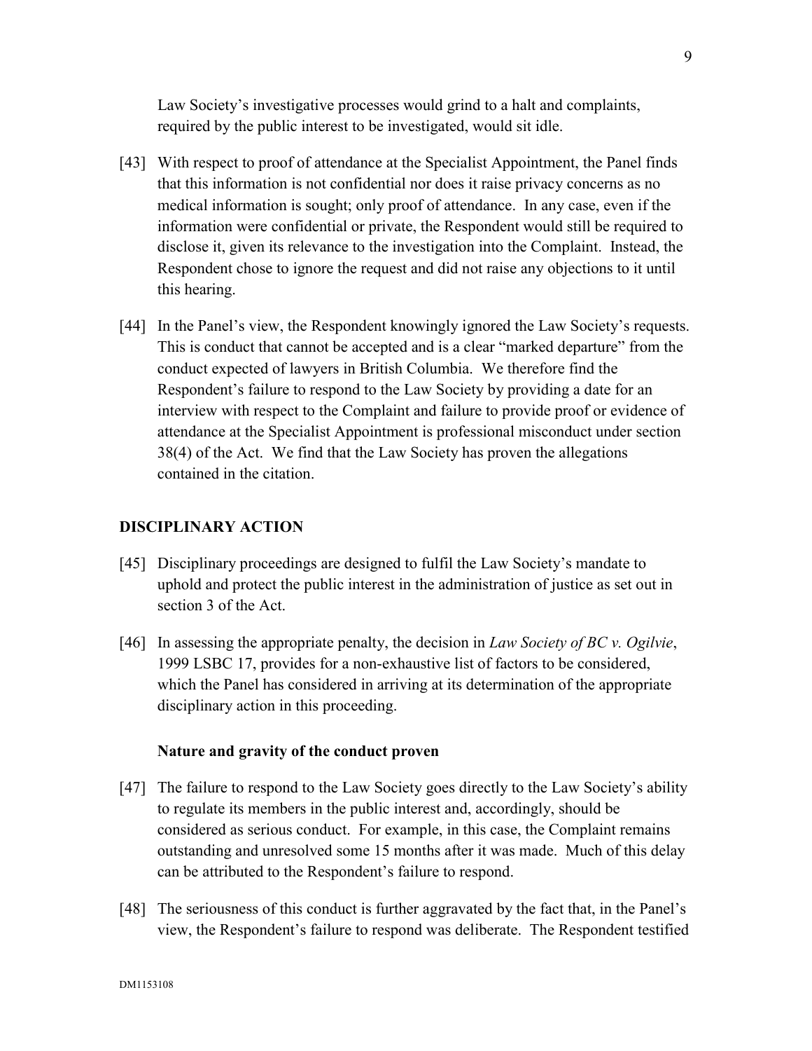Law Society's investigative processes would grind to a halt and complaints, required by the public interest to be investigated, would sit idle.

[43] With respect to proof of attendance at the Specialist Appointment, the Panel finds that this information is not confidential nor does it raise privacy concerns as no medical information is sought; only proof of attendance. In any case, even if the information were confidential or private, the Respondent would still be required to disclose it, given its relevance to the investigation into the Complaint. Instead, the Respondent chose to ignore the request and did not raise any objections to it until this hearing.

[44] In the Panel's view, the Respondent knowingly ignored the Law Society's requests. This is conduct that cannot be accepted and is a clear "marked departure" from the conduct expected of lawyers in British Columbia. We therefore find the Respondent's failure to respond to the Law Society by providing a date for an interview with respect to the Complaint and failure to provide proof or evidence of attendance at the Specialist Appointment is professional misconduct under section 38(4) of the Act. We find that the Law Society has proven the allegations contained in the citation.

## DISCIPLINARY ACTION

[45] Disciplinary proceedings are designed to fulfil the Law Society's mandate to uphold and protect the public interest in the administration of justice as set out in section 3 of the Act.

[46] In assessing the appropriate penalty, the decision in *Law Society of BC v. Ogilvie*, 1999 LSBC 17, provides for a non-exhaustive list of factors to be considered, which the Panel has considered in arriving at its determination of the appropriate disciplinary action in this proceeding.

### Nature and gravity of the conduct proven

[47] The failure to respond to the Law Society goes directly to the Law Society's ability to regulate its members in the public interest and, accordingly, should be considered as serious conduct. For example, in this case, the Complaint remains outstanding and unresolved some 15 months after it was made. Much of this delay can be attributed to the Respondent's failure to respond.

[48] The seriousness of this conduct is further aggravated by the fact that, in the Panel's view, the Respondent's failure to respond was deliberate. The Respondent testified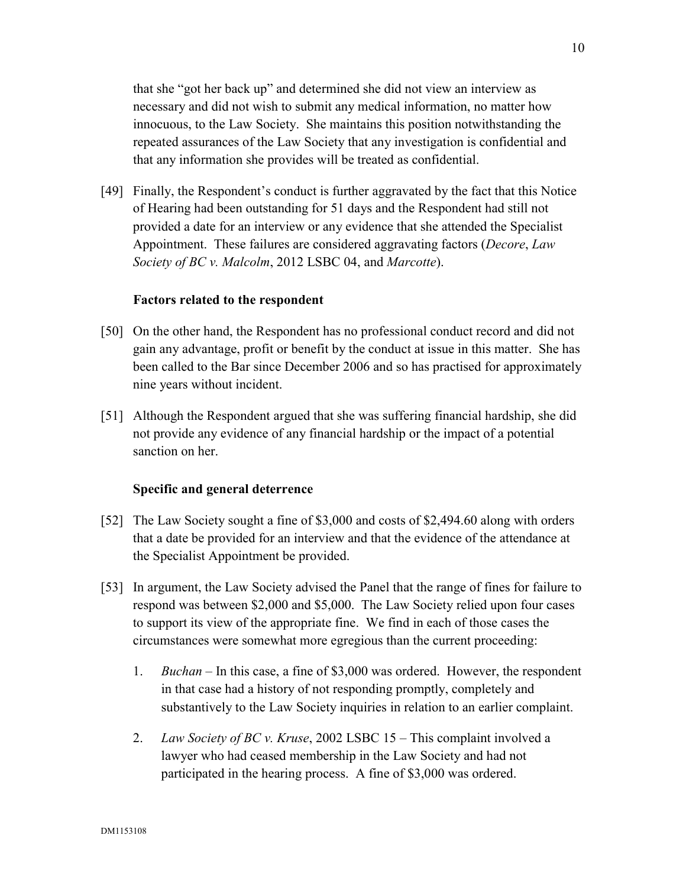that she "got her back up" and determined she did not view an interview as necessary and did not wish to submit any medical information, no matter how innocuous, to the Law Society. She maintains this position notwithstanding the repeated assurances of the Law Society that any investigation is confidential and that any information she provides will be treated as confidential.

[49] Finally, the Respondent's conduct is further aggravated by the fact that this Notice of Hearing had been outstanding for 51 days and the Respondent had still not provided a date for an interview or any evidence that she attended the Specialist Appointment. These failures are considered aggravating factors (*Decore*, *Law Society of BC v. Malcolm*, 2012 LSBC 04, and *Marcotte*).

**Factors related to the respondent**

[50] On the other hand, the Respondent has no professional conduct record and did not gain any advantage, profit or benefit by the conduct at issue in this matter. She has been called to the Bar since December 2006 and so has practised for approximately nine years without incident.

[51] Although the Respondent argued that she was suffering financial hardship, she did not provide any evidence of any financial hardship or the impact of a potential sanction on her.

**Specific and general deterrence**

[52] The Law Society sought a fine of $3,000 and costs of $2,494.60 along with orders that a date be provided for an interview and that the evidence of the attendance at the Specialist Appointment be provided.

[53] In argument, the Law Society advised the Panel that the range of fines for failure to respond was between $2,000 and $5,000. The Law Society relied upon four cases to support its view of the appropriate fine. We find in each of those cases the circumstances were somewhat more egregious than the current proceeding:

1. *Buchan* – In this case, a fine of $3,000 was ordered. However, the respondent in that case had a history of not responding promptly, completely and substantively to the Law Society inquiries in relation to an earlier complaint.

2. *Law Society of BC v. Kruse*, 2002 LSBC 15 – This complaint involved a lawyer who had ceased membership in the Law Society and had not participated in the hearing process. A fine of $3,000 was ordered.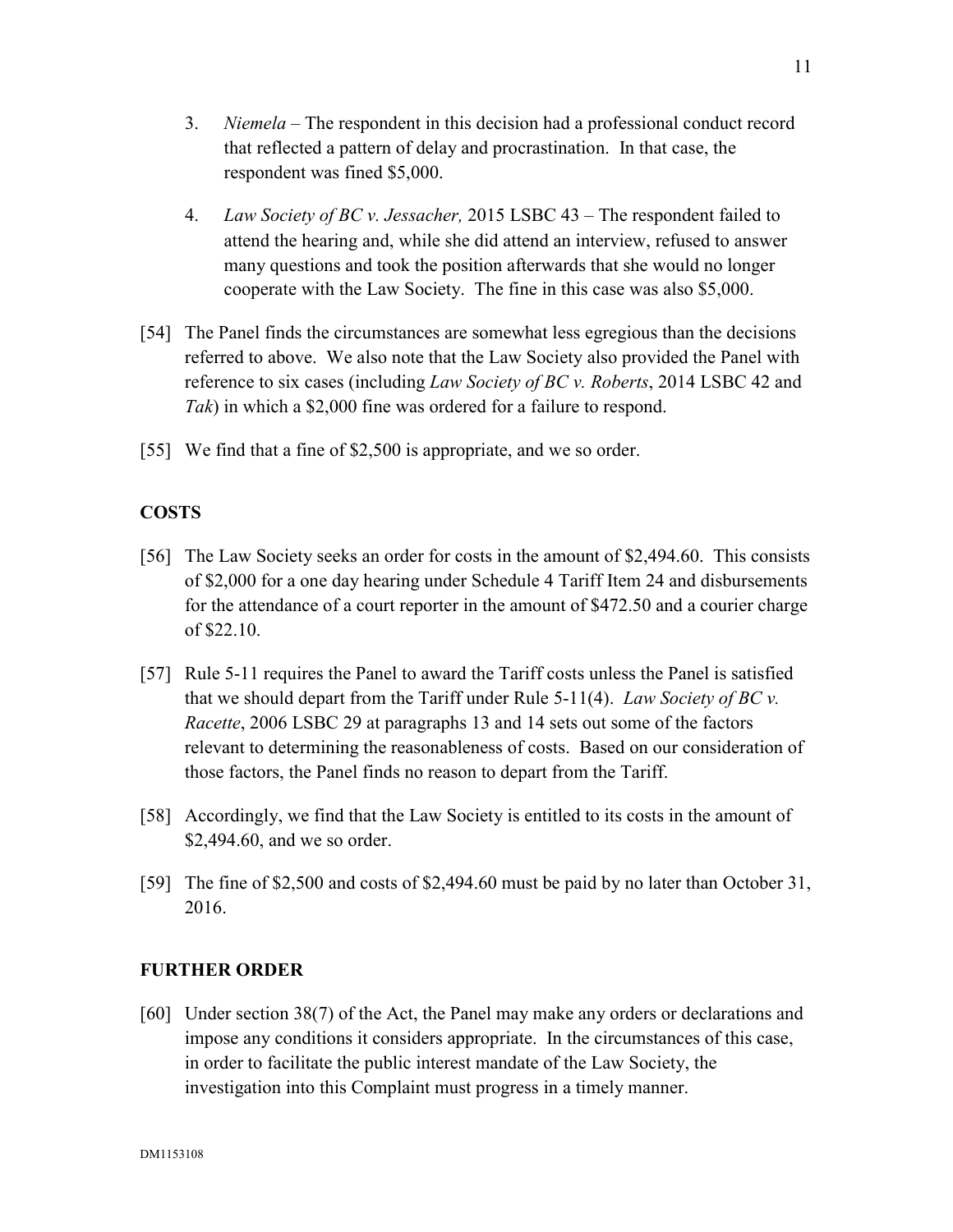3. *Niemela* – The respondent in this decision had a professional conduct record that reflected a pattern of delay and procrastination. In that case, the respondent was fined $5,000.

4. *Law Society of BC v. Jessacher,* 2015 LSBC 43 – The respondent failed to attend the hearing and, while she did attend an interview, refused to answer many questions and took the position afterwards that she would no longer cooperate with the Law Society. The fine in this case was also $5,000.

[54] The Panel finds the circumstances are somewhat less egregious than the decisions referred to above. We also note that the Law Society also provided the Panel with reference to six cases (including *Law Society of BC v. Roberts*, 2014 LSBC 42 and *Tak*) in which a $2,000 fine was ordered for a failure to respond.

[55] We find that a fine of $2,500 is appropriate, and we so order.

## COSTS

[56] The Law Society seeks an order for costs in the amount of $2,494.60. This consists of $2,000 for a one day hearing under Schedule 4 Tariff Item 24 and disbursements for the attendance of a court reporter in the amount of $472.50 and a courier charge of $22.10.

[57] Rule 5-11 requires the Panel to award the Tariff costs unless the Panel is satisfied that we should depart from the Tariff under Rule 5-11(4). *Law Society of BC v. Racette*, 2006 LSBC 29 at paragraphs 13 and 14 sets out some of the factors relevant to determining the reasonableness of costs. Based on our consideration of those factors, the Panel finds no reason to depart from the Tariff.

[58] Accordingly, we find that the Law Society is entitled to its costs in the amount of $2,494.60, and we so order.

[59] The fine of $2,500 and costs of $2,494.60 must be paid by no later than October 31, 2016.

## FURTHER ORDER

[60] Under section 38(7) of the Act, the Panel may make any orders or declarations and impose any conditions it considers appropriate. In the circumstances of this case, in order to facilitate the public interest mandate of the Law Society, the investigation into this Complaint must progress in a timely manner.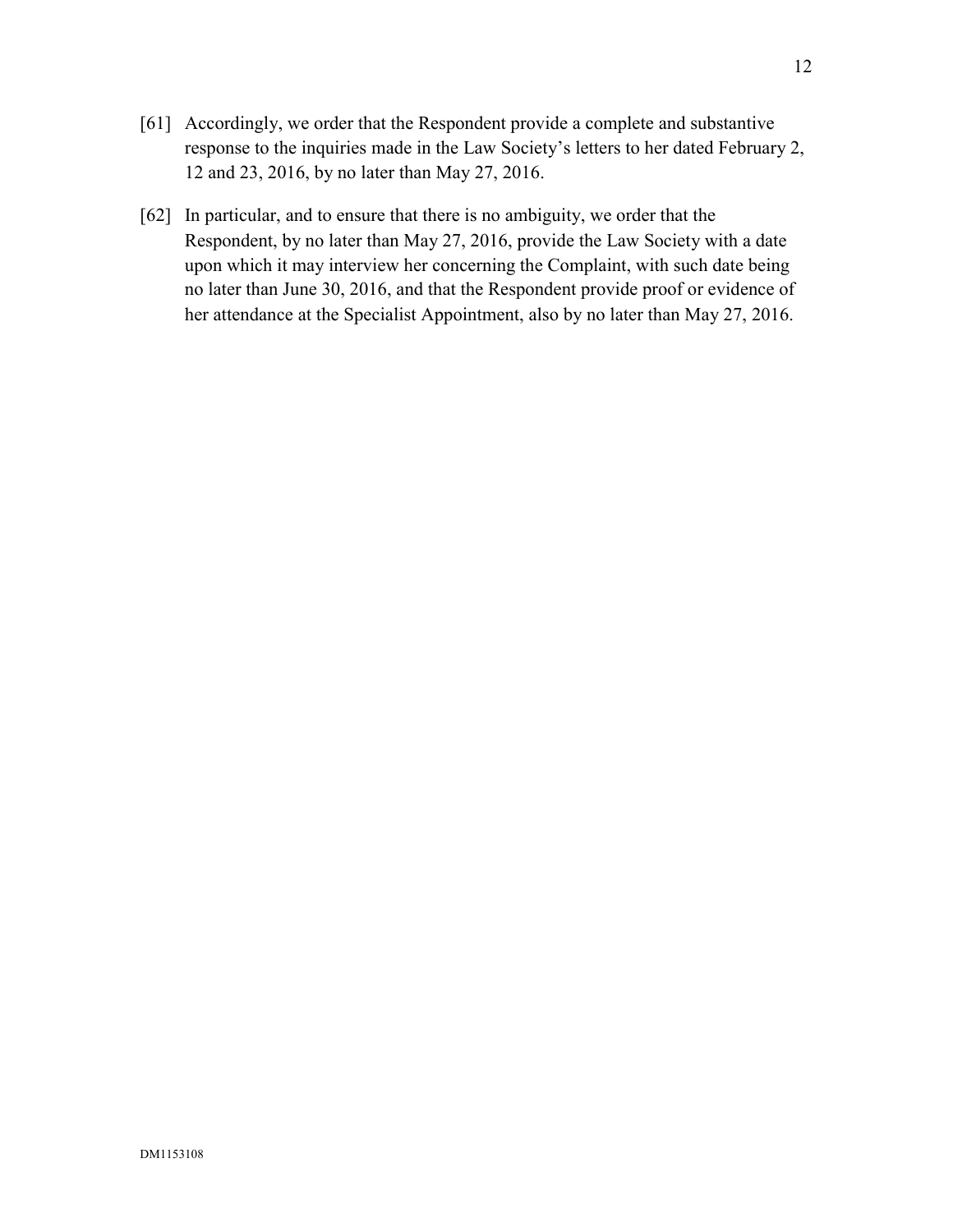[61] Accordingly, we order that the Respondent provide a complete and substantive response to the inquiries made in the Law Society's letters to her dated February 2, 12 and 23, 2016, by no later than May 27, 2016.

[62] In particular, and to ensure that there is no ambiguity, we order that the Respondent, by no later than May 27, 2016, provide the Law Society with a date upon which it may interview her concerning the Complaint, with such date being no later than June 30, 2016, and that the Respondent provide proof or evidence of her attendance at the Specialist Appointment, also by no later than May 27, 2016.